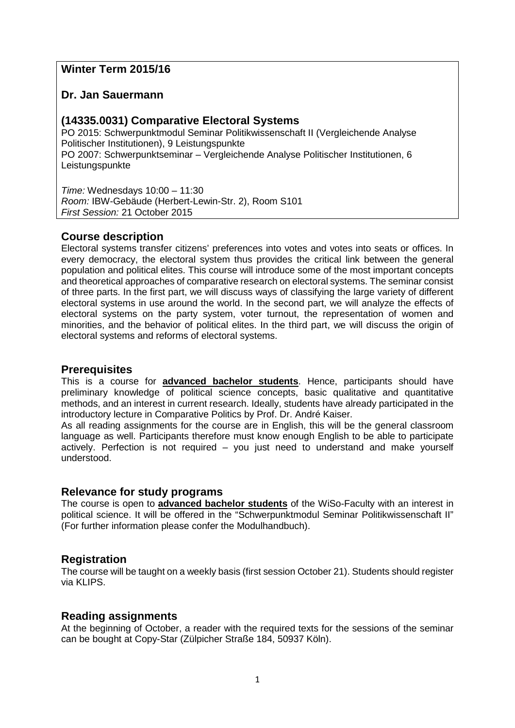**Winter Term 2015/16**

**Dr. Jan Sauermann**

**(14335.0031) Comparative Electoral Systems**

PO 2015: Schwerpunktmodul Seminar Politikwissenschaft II (Vergleichende Analyse Politischer Institutionen), 9 Leistungspunkte
PO 2007: Schwerpunktseminar – Vergleichende Analyse Politischer Institutionen, 6 Leistungspunkte

*Time:* Wednesdays 10:00 – 11:30
*Room:* IBW-Gebäude (Herbert-Lewin-Str. 2), Room S101
*First Session:* 21 October 2015

## Course description

Electoral systems transfer citizens' preferences into votes and votes into seats or offices. In every democracy, the electoral system thus provides the critical link between the general population and political elites. This course will introduce some of the most important concepts and theoretical approaches of comparative research on electoral systems. The seminar consist of three parts. In the first part, we will discuss ways of classifying the large variety of different electoral systems in use around the world. In the second part, we will analyze the effects of electoral systems on the party system, voter turnout, the representation of women and minorities, and the behavior of political elites. In the third part, we will discuss the origin of electoral systems and reforms of electoral systems.

## Prerequisites

This is a course for **advanced bachelor students**. Hence, participants should have preliminary knowledge of political science concepts, basic qualitative and quantitative methods, and an interest in current research. Ideally, students have already participated in the introductory lecture in Comparative Politics by Prof. Dr. André Kaiser.

As all reading assignments for the course are in English, this will be the general classroom language as well. Participants therefore must know enough English to be able to participate actively. Perfection is not required – you just need to understand and make yourself understood.

## Relevance for study programs

The course is open to **advanced bachelor students** of the WiSo-Faculty with an interest in political science. It will be offered in the "Schwerpunktmodul Seminar Politikwissenschaft II" (For further information please confer the Modulhandbuch).

## Registration

The course will be taught on a weekly basis (first session October 21). Students should register via KLIPS.

## Reading assignments

At the beginning of October, a reader with the required texts for the sessions of the seminar can be bought at Copy-Star (Zülpicher Straße 184, 50937 Köln).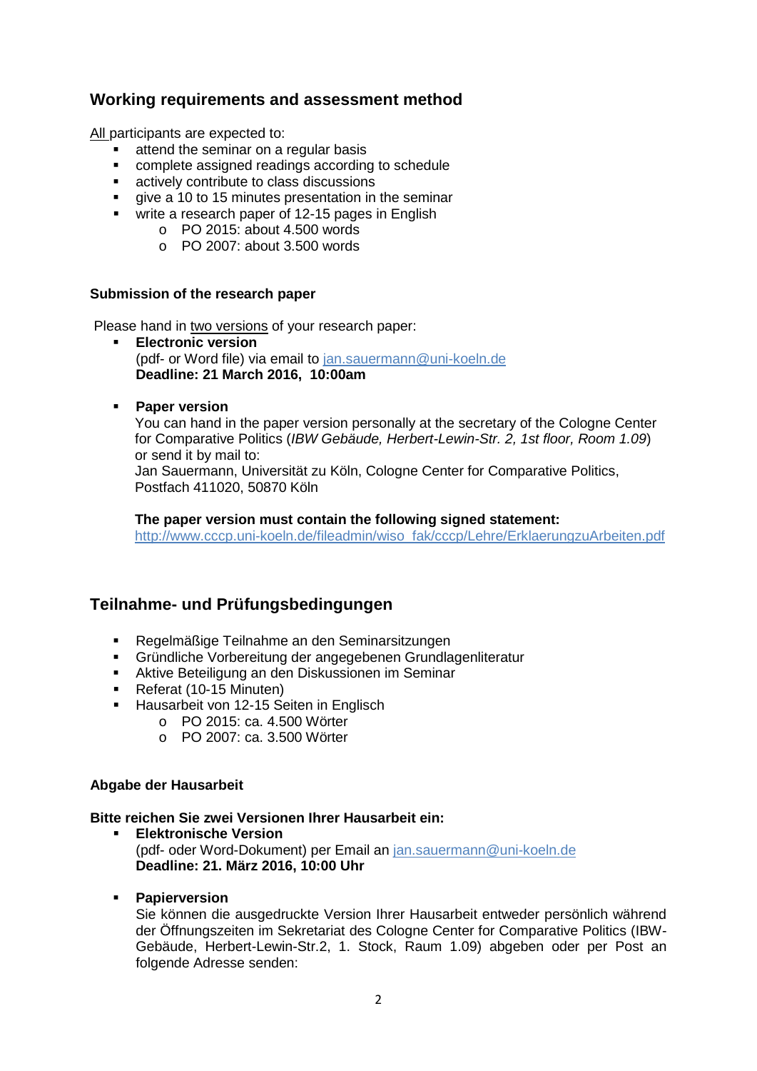## Working requirements and assessment method

All participants are expected to:

- attend the seminar on a regular basis
- complete assigned readings according to schedule
- actively contribute to class discussions
- give a 10 to 15 minutes presentation in the seminar
- write a research paper of 12-15 pages in English
  - PO 2015: about 4.500 words
  - PO 2007: about 3.500 words

### Submission of the research paper

Please hand in two versions of your research paper:

- **Electronic version**
  (pdf- or Word file) via email to jan.sauermann@uni-koeln.de
  **Deadline: 21 March 2016, 10:00am**

- **Paper version**
  You can hand in the paper version personally at the secretary of the Cologne Center for Comparative Politics (*IBW Gebäude, Herbert-Lewin-Str. 2, 1st floor, Room 1.09*) or send it by mail to:
  Jan Sauermann, Universität zu Köln, Cologne Center for Comparative Politics, Postfach 411020, 50870 Köln

  **The paper version must contain the following signed statement:**
  http://www.cccp.uni-koeln.de/fileadmin/wiso_fak/cccp/Lehre/ErklaerungzuArbeiten.pdf

## Teilnahme- und Prüfungsbedingungen

- Regelmäßige Teilnahme an den Seminarsitzungen
- Gründliche Vorbereitung der angegebenen Grundlagenliteratur
- Aktive Beteiligung an den Diskussionen im Seminar
- Referat (10-15 Minuten)
- Hausarbeit von 12-15 Seiten in Englisch
  - PO 2015: ca. 4.500 Wörter
  - PO 2007: ca. 3.500 Wörter

### Abgabe der Hausarbeit

**Bitte reichen Sie zwei Versionen Ihrer Hausarbeit ein:**

- **Elektronische Version**
  (pdf- oder Word-Dokument) per Email an jan.sauermann@uni-koeln.de
  **Deadline: 21. März 2016, 10:00 Uhr**

- **Papierversion**
  Sie können die ausgedruckte Version Ihrer Hausarbeit entweder persönlich während der Öffnungszeiten im Sekretariat des Cologne Center for Comparative Politics (IBW-Gebäude, Herbert-Lewin-Str.2, 1. Stock, Raum 1.09) abgeben oder per Post an folgende Adresse senden: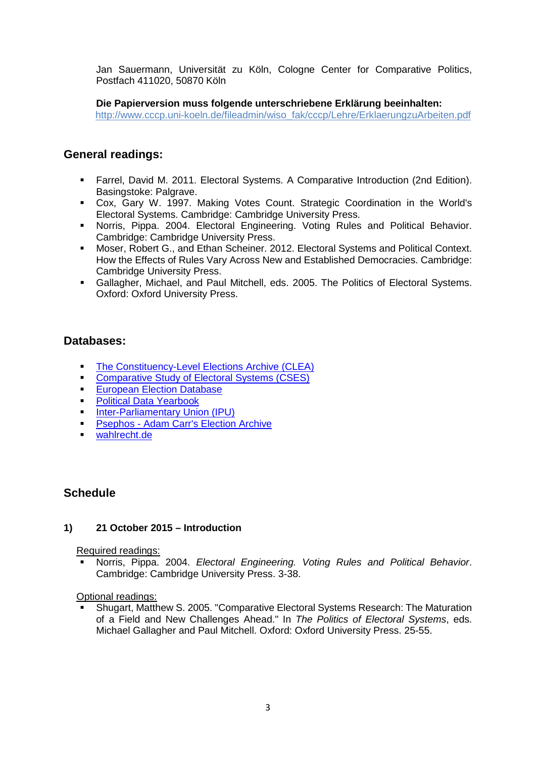Jan Sauermann, Universität zu Köln, Cologne Center for Comparative Politics, Postfach 411020, 50870 Köln

**Die Papierversion muss folgende unterschriebene Erklärung beeinhalten:**
http://www.cccp.uni-koeln.de/fileadmin/wiso_fak/cccp/Lehre/ErklaerungzuArbeiten.pdf

## General readings:

- Farrel, David M. 2011. Electoral Systems. A Comparative Introduction (2nd Edition). Basingstoke: Palgrave.
- Cox, Gary W. 1997. Making Votes Count. Strategic Coordination in the World's Electoral Systems. Cambridge: Cambridge University Press.
- Norris, Pippa. 2004. Electoral Engineering. Voting Rules and Political Behavior. Cambridge: Cambridge University Press.
- Moser, Robert G., and Ethan Scheiner. 2012. Electoral Systems and Political Context. How the Effects of Rules Vary Across New and Established Democracies. Cambridge: Cambridge University Press.
- Gallagher, Michael, and Paul Mitchell, eds. 2005. The Politics of Electoral Systems. Oxford: Oxford University Press.

## Databases:

- The Constituency-Level Elections Archive (CLEA)
- Comparative Study of Electoral Systems (CSES)
- European Election Database
- Political Data Yearbook
- Inter-Parliamentary Union (IPU)
- Psephos - Adam Carr's Election Archive
- wahlrecht.de

## Schedule

### 1) 21 October 2015 – Introduction

Required readings:

- Norris, Pippa. 2004. *Electoral Engineering. Voting Rules and Political Behavior*. Cambridge: Cambridge University Press. 3-38.

Optional readings:

- Shugart, Matthew S. 2005. "Comparative Electoral Systems Research: The Maturation of a Field and New Challenges Ahead." In *The Politics of Electoral Systems*, eds. Michael Gallagher and Paul Mitchell. Oxford: Oxford University Press. 25-55.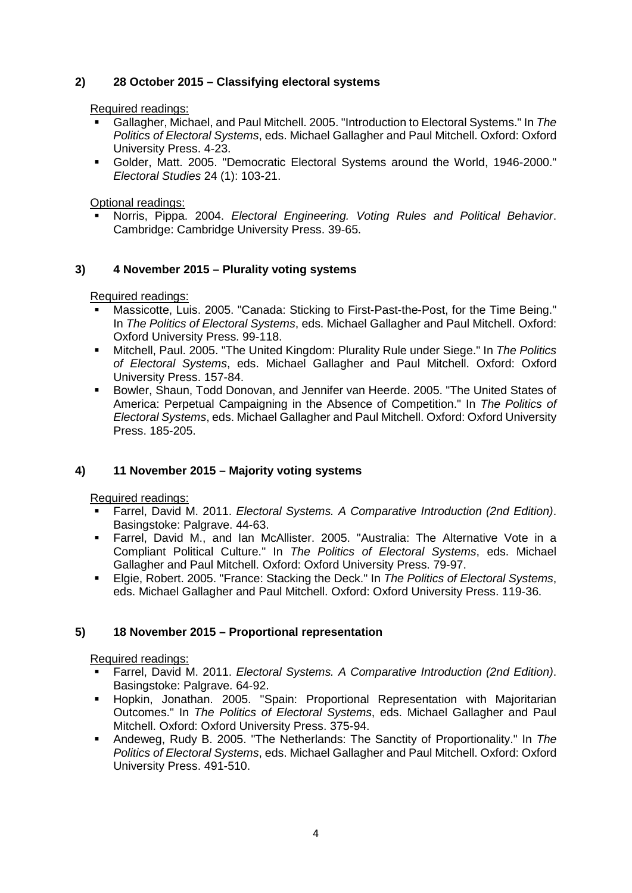### 2) 28 October 2015 – Classifying electoral systems

Required readings:

- Gallagher, Michael, and Paul Mitchell. 2005. "Introduction to Electoral Systems." In *The Politics of Electoral Systems*, eds. Michael Gallagher and Paul Mitchell. Oxford: Oxford University Press. 4-23.
- Golder, Matt. 2005. "Democratic Electoral Systems around the World, 1946-2000." *Electoral Studies* 24 (1): 103-21.

Optional readings:

- Norris, Pippa. 2004. *Electoral Engineering. Voting Rules and Political Behavior*. Cambridge: Cambridge University Press. 39-65.

### 3) 4 November 2015 – Plurality voting systems

Required readings:

- Massicotte, Luis. 2005. "Canada: Sticking to First-Past-the-Post, for the Time Being." In *The Politics of Electoral Systems*, eds. Michael Gallagher and Paul Mitchell. Oxford: Oxford University Press. 99-118.
- Mitchell, Paul. 2005. "The United Kingdom: Plurality Rule under Siege." In *The Politics of Electoral Systems*, eds. Michael Gallagher and Paul Mitchell. Oxford: Oxford University Press. 157-84.
- Bowler, Shaun, Todd Donovan, and Jennifer van Heerde. 2005. "The United States of America: Perpetual Campaigning in the Absence of Competition." In *The Politics of Electoral Systems*, eds. Michael Gallagher and Paul Mitchell. Oxford: Oxford University Press. 185-205.

### 4) 11 November 2015 – Majority voting systems

Required readings:

- Farrel, David M. 2011. *Electoral Systems. A Comparative Introduction (2nd Edition)*. Basingstoke: Palgrave. 44-63.
- Farrel, David M., and Ian McAllister. 2005. "Australia: The Alternative Vote in a Compliant Political Culture." In *The Politics of Electoral Systems*, eds. Michael Gallagher and Paul Mitchell. Oxford: Oxford University Press. 79-97.
- Elgie, Robert. 2005. "France: Stacking the Deck." In *The Politics of Electoral Systems*, eds. Michael Gallagher and Paul Mitchell. Oxford: Oxford University Press. 119-36.

### 5) 18 November 2015 – Proportional representation

Required readings:

- Farrel, David M. 2011. *Electoral Systems. A Comparative Introduction (2nd Edition)*. Basingstoke: Palgrave. 64-92.
- Hopkin, Jonathan. 2005. "Spain: Proportional Representation with Majoritarian Outcomes." In *The Politics of Electoral Systems*, eds. Michael Gallagher and Paul Mitchell. Oxford: Oxford University Press. 375-94.
- Andeweg, Rudy B. 2005. "The Netherlands: The Sanctity of Proportionality." In *The Politics of Electoral Systems*, eds. Michael Gallagher and Paul Mitchell. Oxford: Oxford University Press. 491-510.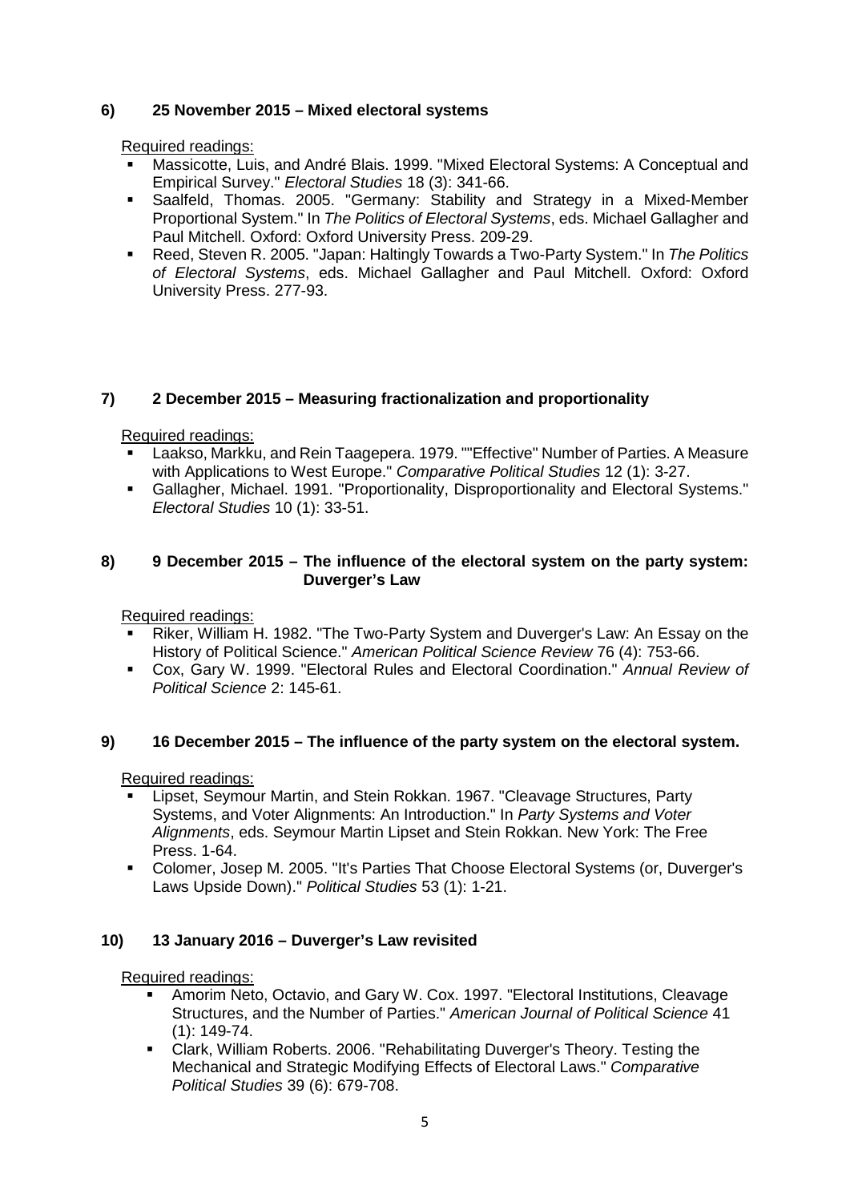### 6) 25 November 2015 – Mixed electoral systems

Required readings:

- Massicotte, Luis, and André Blais. 1999. "Mixed Electoral Systems: A Conceptual and Empirical Survey." *Electoral Studies* 18 (3): 341-66.
- Saalfeld, Thomas. 2005. "Germany: Stability and Strategy in a Mixed-Member Proportional System." In *The Politics of Electoral Systems*, eds. Michael Gallagher and Paul Mitchell. Oxford: Oxford University Press. 209-29.
- Reed, Steven R. 2005. "Japan: Haltingly Towards a Two-Party System." In *The Politics of Electoral Systems*, eds. Michael Gallagher and Paul Mitchell. Oxford: Oxford University Press. 277-93.

### 7) 2 December 2015 – Measuring fractionalization and proportionality

Required readings:

- Laakso, Markku, and Rein Taagepera. 1979. ""Effective" Number of Parties. A Measure with Applications to West Europe." *Comparative Political Studies* 12 (1): 3-27.
- Gallagher, Michael. 1991. "Proportionality, Disproportionality and Electoral Systems." *Electoral Studies* 10 (1): 33-51.

### 8) 9 December 2015 – The influence of the electoral system on the party system: Duverger's Law

Required readings:

- Riker, William H. 1982. "The Two-Party System and Duverger's Law: An Essay on the History of Political Science." *American Political Science Review* 76 (4): 753-66.
- Cox, Gary W. 1999. "Electoral Rules and Electoral Coordination." *Annual Review of Political Science* 2: 145-61.

### 9) 16 December 2015 – The influence of the party system on the electoral system.

Required readings:

- Lipset, Seymour Martin, and Stein Rokkan. 1967. "Cleavage Structures, Party Systems, and Voter Alignments: An Introduction." In *Party Systems and Voter Alignments*, eds. Seymour Martin Lipset and Stein Rokkan. New York: The Free Press. 1-64.
- Colomer, Josep M. 2005. "It's Parties That Choose Electoral Systems (or, Duverger's Laws Upside Down)." *Political Studies* 53 (1): 1-21.

### 10) 13 January 2016 – Duverger's Law revisited

Required readings:

- Amorim Neto, Octavio, and Gary W. Cox. 1997. "Electoral Institutions, Cleavage Structures, and the Number of Parties." *American Journal of Political Science* 41 (1): 149-74.
- Clark, William Roberts. 2006. "Rehabilitating Duverger's Theory. Testing the Mechanical and Strategic Modifying Effects of Electoral Laws." *Comparative Political Studies* 39 (6): 679-708.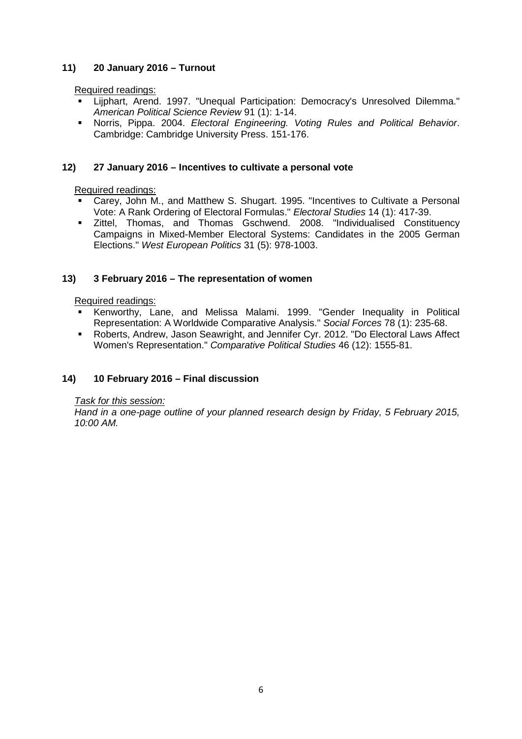### 11) 20 January 2016 – Turnout

Required readings:

- Lijphart, Arend. 1997. "Unequal Participation: Democracy's Unresolved Dilemma." *American Political Science Review* 91 (1): 1-14.
- Norris, Pippa. 2004. *Electoral Engineering. Voting Rules and Political Behavior*. Cambridge: Cambridge University Press. 151-176.

### 12) 27 January 2016 – Incentives to cultivate a personal vote

Required readings:

- Carey, John M., and Matthew S. Shugart. 1995. "Incentives to Cultivate a Personal Vote: A Rank Ordering of Electoral Formulas." *Electoral Studies* 14 (1): 417-39.
- Zittel, Thomas, and Thomas Gschwend. 2008. "Individualised Constituency Campaigns in Mixed-Member Electoral Systems: Candidates in the 2005 German Elections." *West European Politics* 31 (5): 978-1003.

### 13) 3 February 2016 – The representation of women

Required readings:

- Kenworthy, Lane, and Melissa Malami. 1999. "Gender Inequality in Political Representation: A Worldwide Comparative Analysis." *Social Forces* 78 (1): 235-68.
- Roberts, Andrew, Jason Seawright, and Jennifer Cyr. 2012. "Do Electoral Laws Affect Women's Representation." *Comparative Political Studies* 46 (12): 1555-81.

### 14) 10 February 2016 – Final discussion

*Task for this session:*

*Hand in a one-page outline of your planned research design by Friday, 5 February 2015, 10:00 AM.*